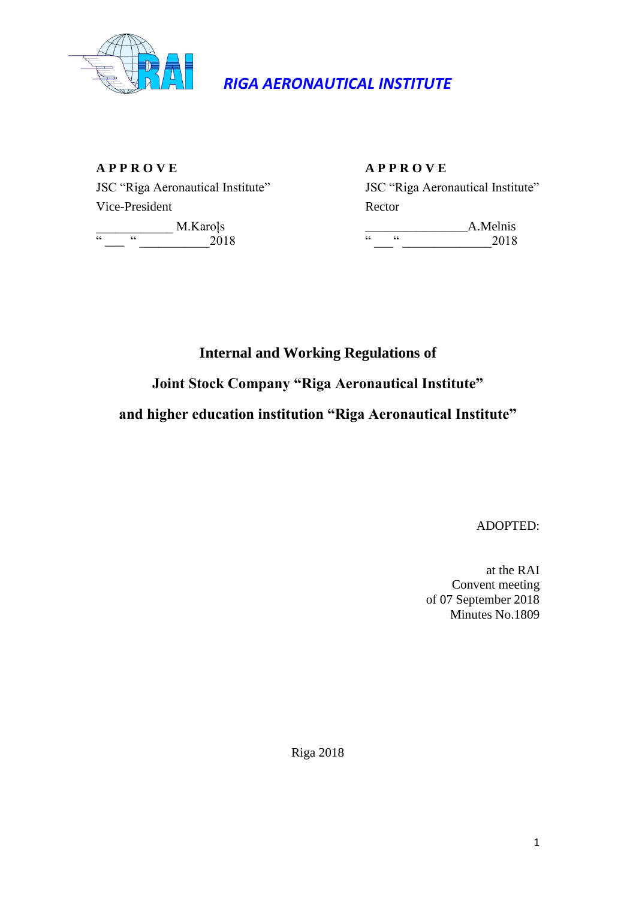*RIGA AERONAUTICAL INSTITUTE*

**A P P R O V E**
JSC "Riga Aeronautical Institute"
Vice-President
____________ M.Karoļs
"___ "___________2018

**A P P R O V E**
JSC "Riga Aeronautical Institute"
Rector
________________A.Melnis
"___ "______________2018

# Internal and Working Regulations of
# Joint Stock Company "Riga Aeronautical Institute"
# and higher education institution "Riga Aeronautical Institute"

ADOPTED:

at the RAI
Convent meeting
of 07 September 2018
Minutes No.1809

Riga 2018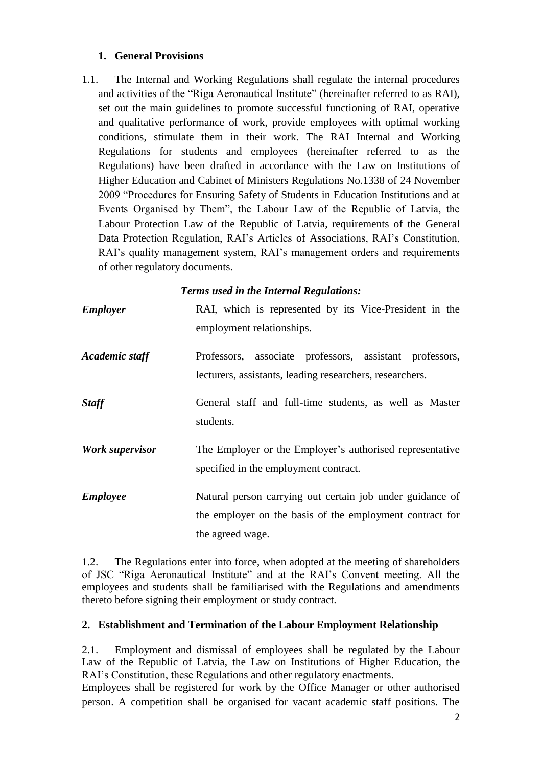## 1. General Provisions

1.1. The Internal and Working Regulations shall regulate the internal procedures and activities of the "Riga Aeronautical Institute" (hereinafter referred to as RAI), set out the main guidelines to promote successful functioning of RAI, operative and qualitative performance of work, provide employees with optimal working conditions, stimulate them in their work. The RAI Internal and Working Regulations for students and employees (hereinafter referred to as the Regulations) have been drafted in accordance with the Law on Institutions of Higher Education and Cabinet of Ministers Regulations No.1338 of 24 November 2009 "Procedures for Ensuring Safety of Students in Education Institutions and at Events Organised by Them", the Labour Law of the Republic of Latvia, the Labour Protection Law of the Republic of Latvia, requirements of the General Data Protection Regulation, RAI's Articles of Associations, RAI's Constitution, RAI's quality management system, RAI's management orders and requirements of other regulatory documents.

***Terms used in the Internal Regulations:***

| | |
|---|---|
| ***Employer*** | RAI, which is represented by its Vice-President in the employment relationships. |
| ***Academic staff*** | Professors, associate professors, assistant professors, lecturers, assistants, leading researchers, researchers. |
| ***Staff*** | General staff and full-time students, as well as Master students. |
| ***Work supervisor*** | The Employer or the Employer's authorised representative specified in the employment contract. |
| ***Employee*** | Natural person carrying out certain job under guidance of the employer on the basis of the employment contract for the agreed wage. |

1.2. The Regulations enter into force, when adopted at the meeting of shareholders of JSC "Riga Aeronautical Institute" and at the RAI's Convent meeting. All the employees and students shall be familiarised with the Regulations and amendments thereto before signing their employment or study contract.

## 2. Establishment and Termination of the Labour Employment Relationship

2.1. Employment and dismissal of employees shall be regulated by the Labour Law of the Republic of Latvia, the Law on Institutions of Higher Education, the RAI's Constitution, these Regulations and other regulatory enactments.

Employees shall be registered for work by the Office Manager or other authorised person. A competition shall be organised for vacant academic staff positions. The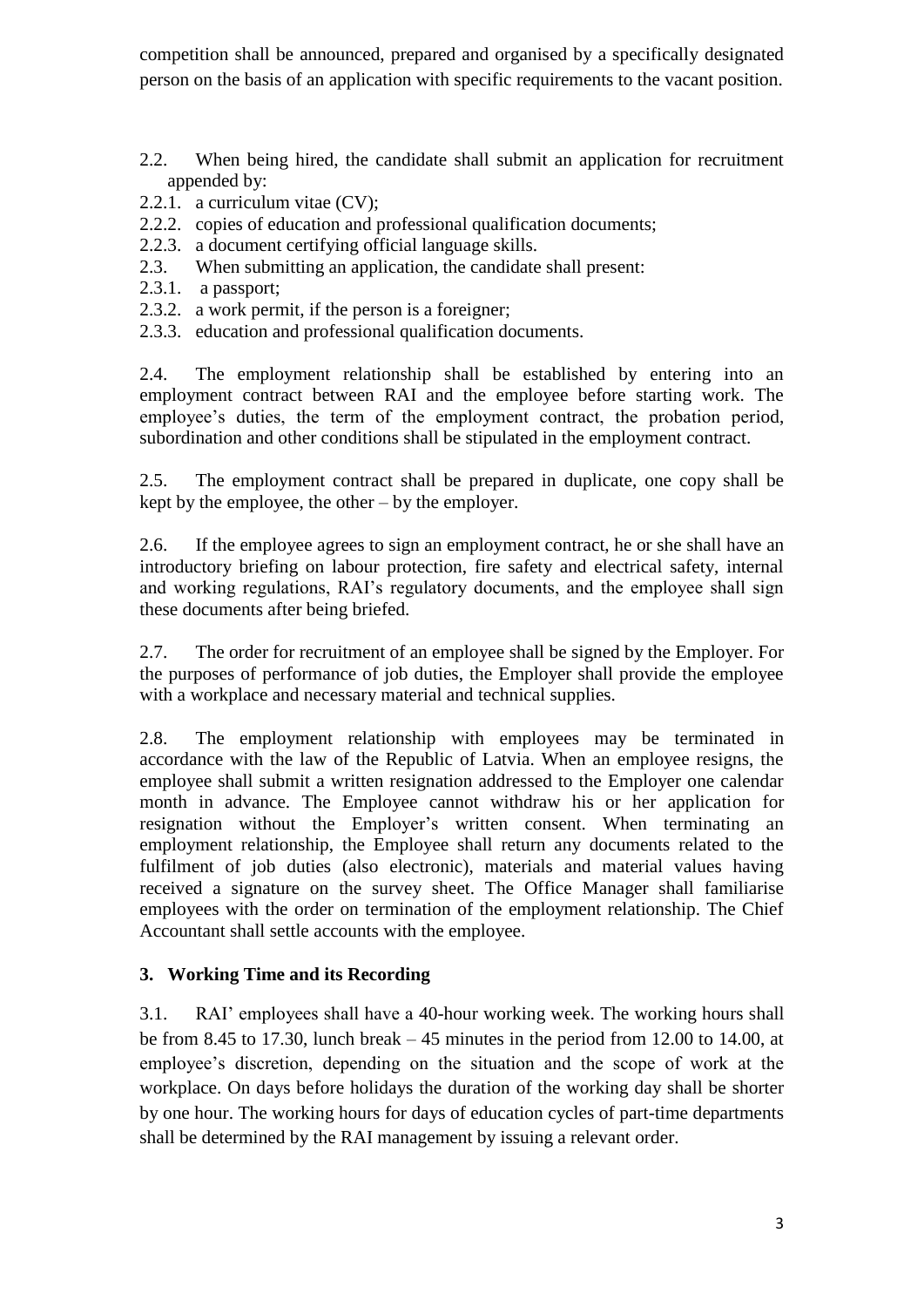competition shall be announced, prepared and organised by a specifically designated person on the basis of an application with specific requirements to the vacant position.

2.2. When being hired, the candidate shall submit an application for recruitment appended by:

2.2.1. a curriculum vitae (CV);

2.2.2. copies of education and professional qualification documents;

2.2.3. a document certifying official language skills.

2.3. When submitting an application, the candidate shall present:

2.3.1. a passport;

2.3.2. a work permit, if the person is a foreigner;

2.3.3. education and professional qualification documents.

2.4. The employment relationship shall be established by entering into an employment contract between RAI and the employee before starting work. The employee's duties, the term of the employment contract, the probation period, subordination and other conditions shall be stipulated in the employment contract.

2.5. The employment contract shall be prepared in duplicate, one copy shall be kept by the employee, the other – by the employer.

2.6. If the employee agrees to sign an employment contract, he or she shall have an introductory briefing on labour protection, fire safety and electrical safety, internal and working regulations, RAI's regulatory documents, and the employee shall sign these documents after being briefed.

2.7. The order for recruitment of an employee shall be signed by the Employer. For the purposes of performance of job duties, the Employer shall provide the employee with a workplace and necessary material and technical supplies.

2.8. The employment relationship with employees may be terminated in accordance with the law of the Republic of Latvia. When an employee resigns, the employee shall submit a written resignation addressed to the Employer one calendar month in advance. The Employee cannot withdraw his or her application for resignation without the Employer's written consent. When terminating an employment relationship, the Employee shall return any documents related to the fulfilment of job duties (also electronic), materials and material values having received a signature on the survey sheet. The Office Manager shall familiarise employees with the order on termination of the employment relationship. The Chief Accountant shall settle accounts with the employee.

## 3. Working Time and its Recording

3.1. RAI' employees shall have a 40-hour working week. The working hours shall be from 8.45 to 17.30, lunch break – 45 minutes in the period from 12.00 to 14.00, at employee's discretion, depending on the situation and the scope of work at the workplace. On days before holidays the duration of the working day shall be shorter by one hour. The working hours for days of education cycles of part-time departments shall be determined by the RAI management by issuing a relevant order.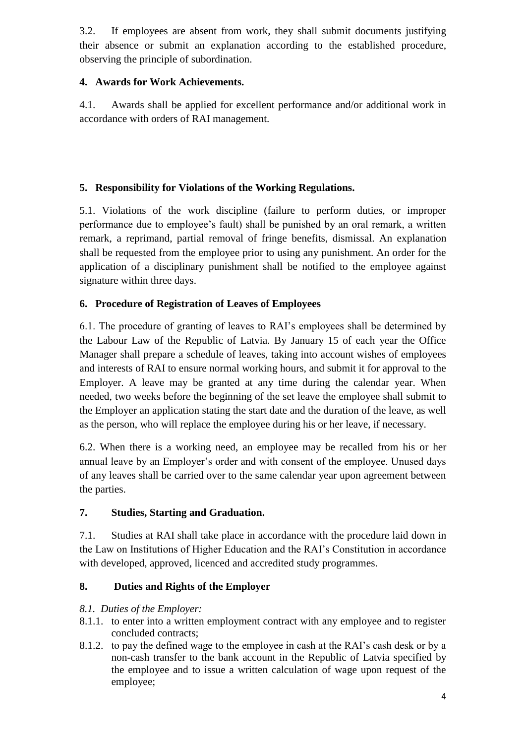3.2. If employees are absent from work, they shall submit documents justifying their absence or submit an explanation according to the established procedure, observing the principle of subordination.

## 4. Awards for Work Achievements.

4.1. Awards shall be applied for excellent performance and/or additional work in accordance with orders of RAI management.

## 5. Responsibility for Violations of the Working Regulations.

5.1. Violations of the work discipline (failure to perform duties, or improper performance due to employee's fault) shall be punished by an oral remark, a written remark, a reprimand, partial removal of fringe benefits, dismissal. An explanation shall be requested from the employee prior to using any punishment. An order for the application of a disciplinary punishment shall be notified to the employee against signature within three days.

## 6. Procedure of Registration of Leaves of Employees

6.1. The procedure of granting of leaves to RAI's employees shall be determined by the Labour Law of the Republic of Latvia. By January 15 of each year the Office Manager shall prepare a schedule of leaves, taking into account wishes of employees and interests of RAI to ensure normal working hours, and submit it for approval to the Employer. A leave may be granted at any time during the calendar year. When needed, two weeks before the beginning of the set leave the employee shall submit to the Employer an application stating the start date and the duration of the leave, as well as the person, who will replace the employee during his or her leave, if necessary.

6.2. When there is a working need, an employee may be recalled from his or her annual leave by an Employer's order and with consent of the employee. Unused days of any leaves shall be carried over to the same calendar year upon agreement between the parties.

## 7. Studies, Starting and Graduation.

7.1. Studies at RAI shall take place in accordance with the procedure laid down in the Law on Institutions of Higher Education and the RAI's Constitution in accordance with developed, approved, licenced and accredited study programmes.

## 8. Duties and Rights of the Employer

*8.1. Duties of the Employer:*

8.1.1. to enter into a written employment contract with any employee and to register concluded contracts;

8.1.2. to pay the defined wage to the employee in cash at the RAI's cash desk or by a non-cash transfer to the bank account in the Republic of Latvia specified by the employee and to issue a written calculation of wage upon request of the employee;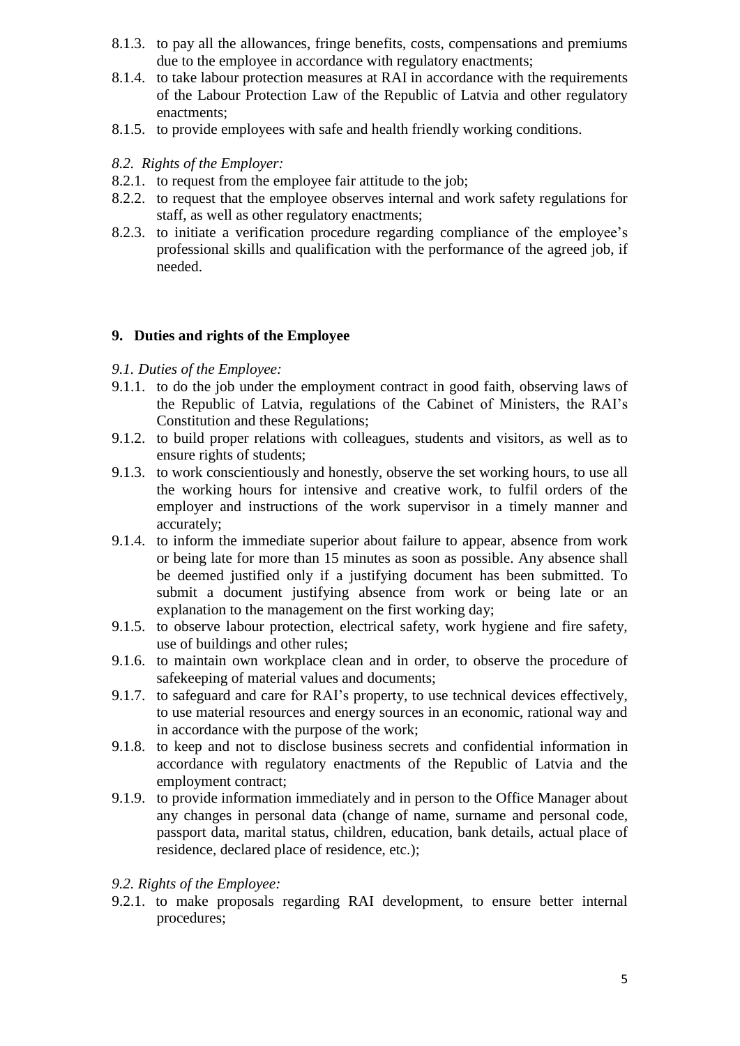8.1.3. to pay all the allowances, fringe benefits, costs, compensations and premiums due to the employee in accordance with regulatory enactments;

8.1.4. to take labour protection measures at RAI in accordance with the requirements of the Labour Protection Law of the Republic of Latvia and other regulatory enactments;

8.1.5. to provide employees with safe and health friendly working conditions.

*8.2. Rights of the Employer:*

8.2.1. to request from the employee fair attitude to the job;

8.2.2. to request that the employee observes internal and work safety regulations for staff, as well as other regulatory enactments;

8.2.3. to initiate a verification procedure regarding compliance of the employee's professional skills and qualification with the performance of the agreed job, if needed.

## 9. Duties and rights of the Employee

*9.1. Duties of the Employee:*

9.1.1. to do the job under the employment contract in good faith, observing laws of the Republic of Latvia, regulations of the Cabinet of Ministers, the RAI's Constitution and these Regulations;

9.1.2. to build proper relations with colleagues, students and visitors, as well as to ensure rights of students;

9.1.3. to work conscientiously and honestly, observe the set working hours, to use all the working hours for intensive and creative work, to fulfil orders of the employer and instructions of the work supervisor in a timely manner and accurately;

9.1.4. to inform the immediate superior about failure to appear, absence from work or being late for more than 15 minutes as soon as possible. Any absence shall be deemed justified only if a justifying document has been submitted. To submit a document justifying absence from work or being late or an explanation to the management on the first working day;

9.1.5. to observe labour protection, electrical safety, work hygiene and fire safety, use of buildings and other rules;

9.1.6. to maintain own workplace clean and in order, to observe the procedure of safekeeping of material values and documents;

9.1.7. to safeguard and care for RAI's property, to use technical devices effectively, to use material resources and energy sources in an economic, rational way and in accordance with the purpose of the work;

9.1.8. to keep and not to disclose business secrets and confidential information in accordance with regulatory enactments of the Republic of Latvia and the employment contract;

9.1.9. to provide information immediately and in person to the Office Manager about any changes in personal data (change of name, surname and personal code, passport data, marital status, children, education, bank details, actual place of residence, declared place of residence, etc.);

*9.2. Rights of the Employee:*

9.2.1. to make proposals regarding RAI development, to ensure better internal procedures;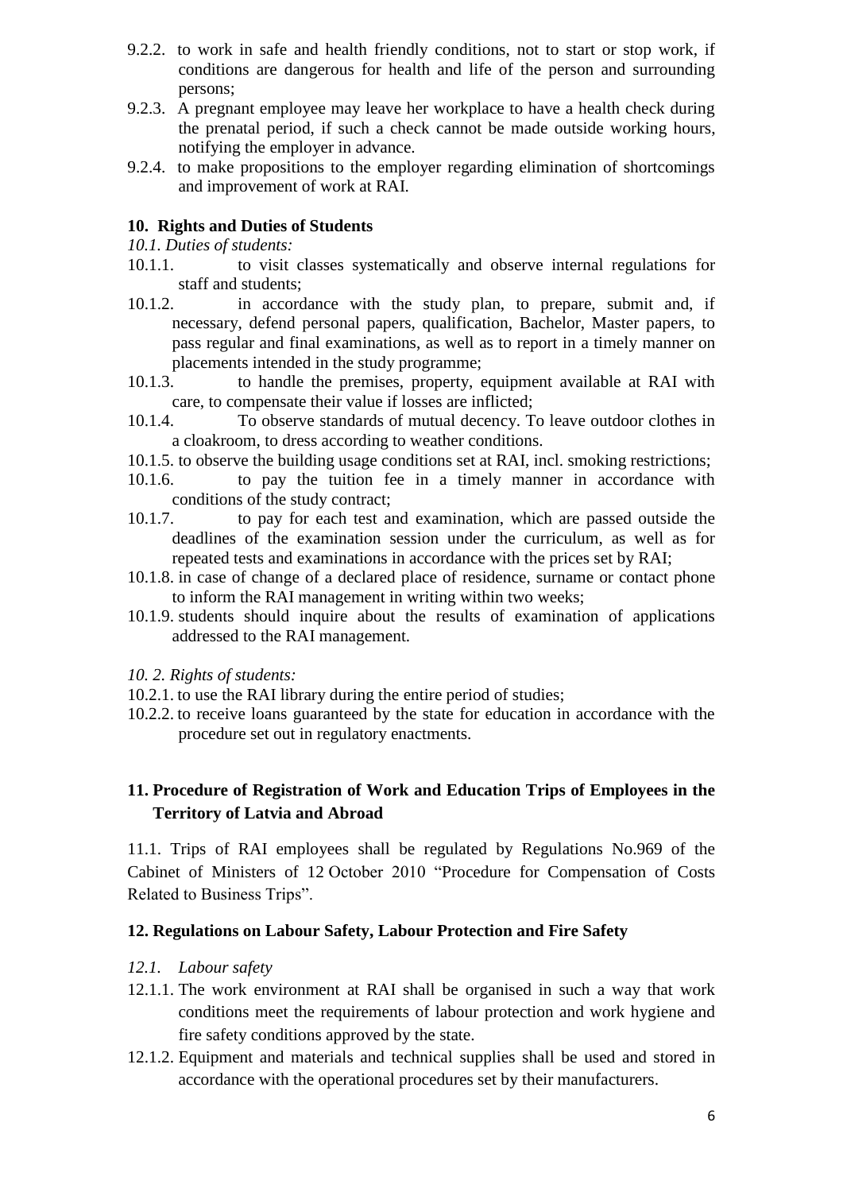9.2.2. to work in safe and health friendly conditions, not to start or stop work, if conditions are dangerous for health and life of the person and surrounding persons;

9.2.3. A pregnant employee may leave her workplace to have a health check during the prenatal period, if such a check cannot be made outside working hours, notifying the employer in advance.

9.2.4. to make propositions to the employer regarding elimination of shortcomings and improvement of work at RAI.

## 10. Rights and Duties of Students

*10.1. Duties of students:*

10.1.1. to visit classes systematically and observe internal regulations for staff and students;

10.1.2. in accordance with the study plan, to prepare, submit and, if necessary, defend personal papers, qualification, Bachelor, Master papers, to pass regular and final examinations, as well as to report in a timely manner on placements intended in the study programme;

10.1.3. to handle the premises, property, equipment available at RAI with care, to compensate their value if losses are inflicted;

10.1.4. To observe standards of mutual decency. To leave outdoor clothes in a cloakroom, to dress according to weather conditions.

10.1.5. to observe the building usage conditions set at RAI, incl. smoking restrictions;

10.1.6. to pay the tuition fee in a timely manner in accordance with conditions of the study contract;

10.1.7. to pay for each test and examination, which are passed outside the deadlines of the examination session under the curriculum, as well as for repeated tests and examinations in accordance with the prices set by RAI;

10.1.8. in case of change of a declared place of residence, surname or contact phone to inform the RAI management in writing within two weeks;

10.1.9. students should inquire about the results of examination of applications addressed to the RAI management.

*10. 2. Rights of students:*

10.2.1. to use the RAI library during the entire period of studies;

10.2.2. to receive loans guaranteed by the state for education in accordance with the procedure set out in regulatory enactments.

## 11. Procedure of Registration of Work and Education Trips of Employees in the Territory of Latvia and Abroad

11.1. Trips of RAI employees shall be regulated by Regulations No.969 of the Cabinet of Ministers of 12 October 2010 "Procedure for Compensation of Costs Related to Business Trips".

## 12. Regulations on Labour Safety, Labour Protection and Fire Safety

*12.1. Labour safety*

12.1.1. The work environment at RAI shall be organised in such a way that work conditions meet the requirements of labour protection and work hygiene and fire safety conditions approved by the state.

12.1.2. Equipment and materials and technical supplies shall be used and stored in accordance with the operational procedures set by their manufacturers.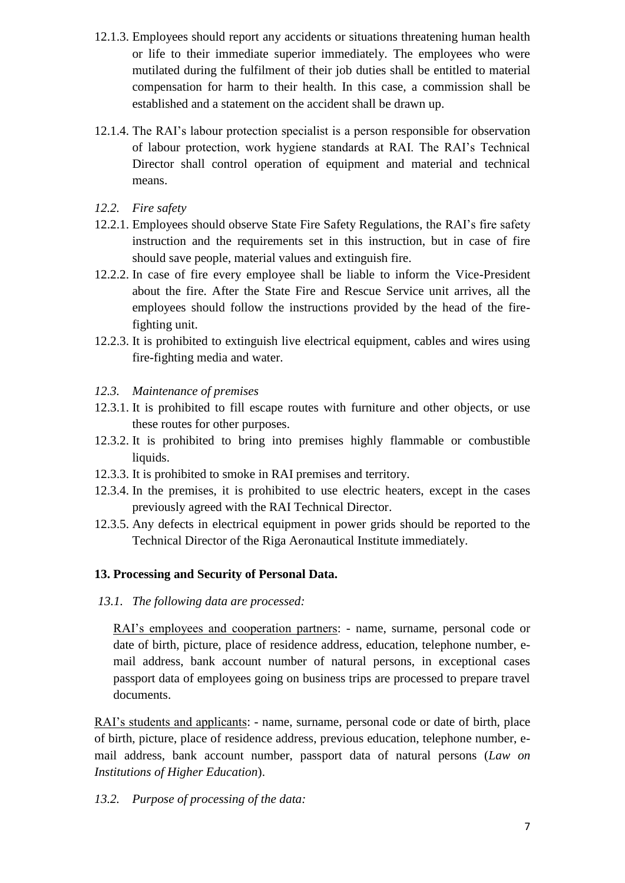12.1.3. Employees should report any accidents or situations threatening human health or life to their immediate superior immediately. The employees who were mutilated during the fulfilment of their job duties shall be entitled to material compensation for harm to their health. In this case, a commission shall be established and a statement on the accident shall be drawn up.

12.1.4. The RAI's labour protection specialist is a person responsible for observation of labour protection, work hygiene standards at RAI. The RAI's Technical Director shall control operation of equipment and material and technical means.

*12.2. Fire safety*

12.2.1. Employees should observe State Fire Safety Regulations, the RAI's fire safety instruction and the requirements set in this instruction, but in case of fire should save people, material values and extinguish fire.

12.2.2. In case of fire every employee shall be liable to inform the Vice-President about the fire. After the State Fire and Rescue Service unit arrives, all the employees should follow the instructions provided by the head of the fire-fighting unit.

12.2.3. It is prohibited to extinguish live electrical equipment, cables and wires using fire-fighting media and water.

*12.3. Maintenance of premises*

12.3.1. It is prohibited to fill escape routes with furniture and other objects, or use these routes for other purposes.

12.3.2. It is prohibited to bring into premises highly flammable or combustible liquids.

12.3.3. It is prohibited to smoke in RAI premises and territory.

12.3.4. In the premises, it is prohibited to use electric heaters, except in the cases previously agreed with the RAI Technical Director.

12.3.5. Any defects in electrical equipment in power grids should be reported to the Technical Director of the Riga Aeronautical Institute immediately.

## 13. Processing and Security of Personal Data.

*13.1. The following data are processed:*

<u>RAI's employees and cooperation partners</u>: - name, surname, personal code or date of birth, picture, place of residence address, education, telephone number, e-mail address, bank account number of natural persons, in exceptional cases passport data of employees going on business trips are processed to prepare travel documents.

<u>RAI's students and applicants</u>: - name, surname, personal code or date of birth, place of birth, picture, place of residence address, previous education, telephone number, e-mail address, bank account number, passport data of natural persons (*Law on Institutions of Higher Education*).

*13.2. Purpose of processing of the data:*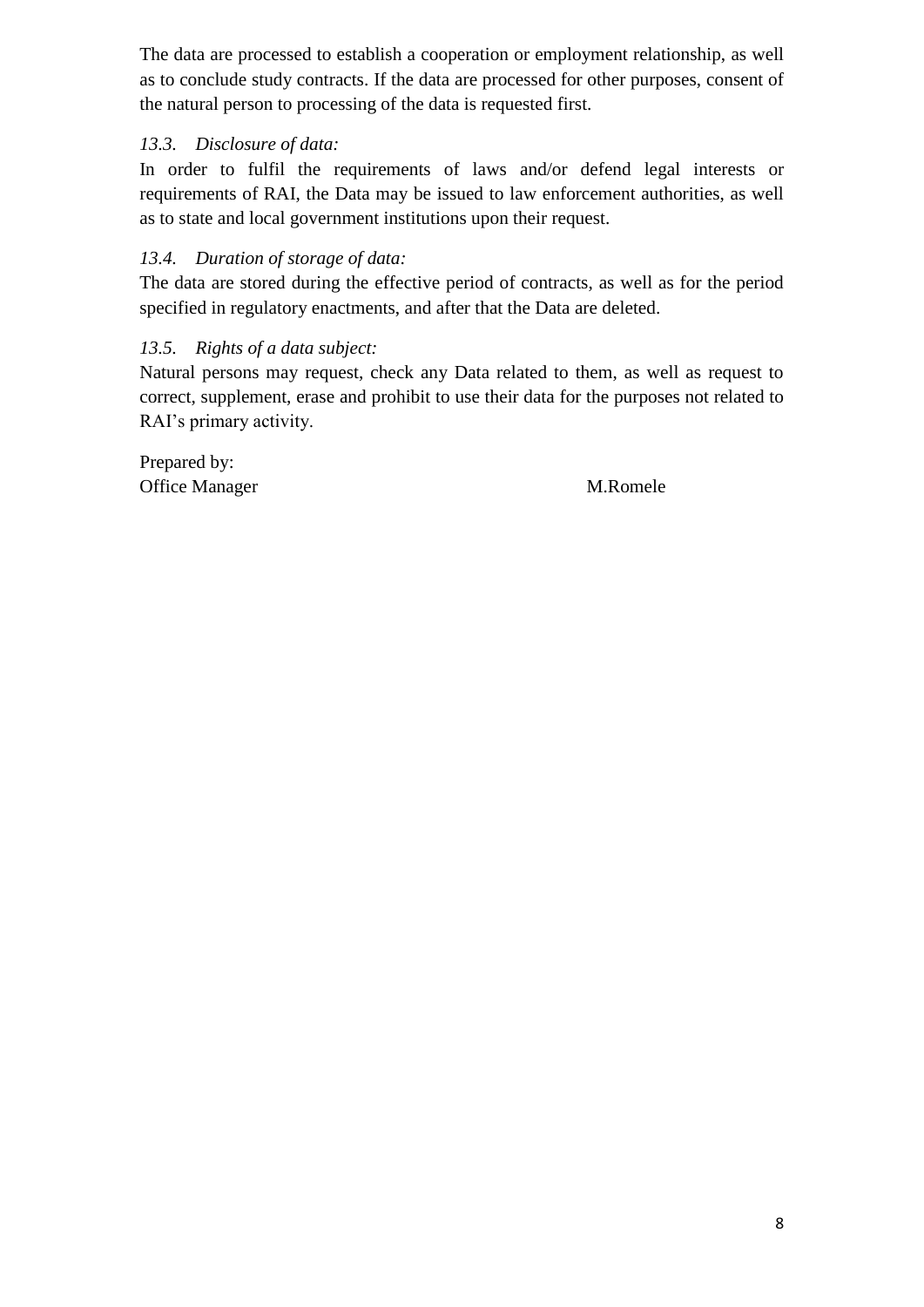The data are processed to establish a cooperation or employment relationship, as well as to conclude study contracts. If the data are processed for other purposes, consent of the natural person to processing of the data is requested first.

*13.3. Disclosure of data:*

In order to fulfil the requirements of laws and/or defend legal interests or requirements of RAI, the Data may be issued to law enforcement authorities, as well as to state and local government institutions upon their request.

*13.4. Duration of storage of data:*

The data are stored during the effective period of contracts, as well as for the period specified in regulatory enactments, and after that the Data are deleted.

*13.5. Rights of a data subject:*

Natural persons may request, check any Data related to them, as well as request to correct, supplement, erase and prohibit to use their data for the purposes not related to RAI's primary activity.

Prepared by:
Office Manager M.Romele